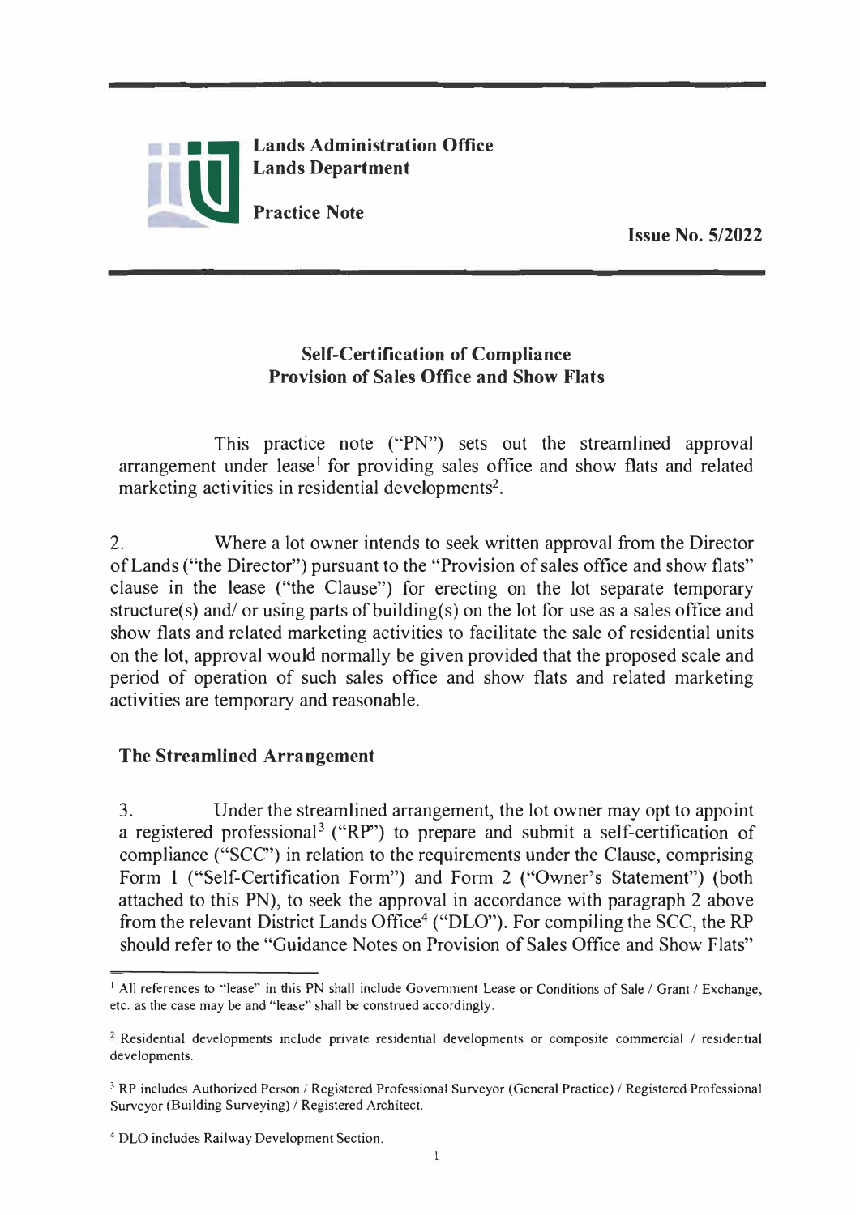**Lands Administration Office**
**Lands Department**

**Practice Note**

**Issue No. 5/2022**

## Self-Certification of Compliance
## Provision of Sales Office and Show Flats

This practice note ("PN") sets out the streamlined approval arrangement under lease[1] for providing sales office and show flats and related marketing activities in residential developments[2].

2. Where a lot owner intends to seek written approval from the Director of Lands ("the Director") pursuant to the "Provision of sales office and show flats" clause in the lease ("the Clause") for erecting on the lot separate temporary structure(s) and/ or using parts of building(s) on the lot for use as a sales office and show flats and related marketing activities to facilitate the sale of residential units on the lot, approval would normally be given provided that the proposed scale and period of operation of such sales office and show flats and related marketing activities are temporary and reasonable.

### The Streamlined Arrangement

3. Under the streamlined arrangement, the lot owner may opt to appoint a registered professional[3] ("RP") to prepare and submit a self-certification of compliance ("SCC") in relation to the requirements under the Clause, comprising Form 1 ("Self-Certification Form") and Form 2 ("Owner's Statement") (both attached to this PN), to seek the approval in accordance with paragraph 2 above from the relevant District Lands Office[4] ("DLO"). For compiling the SCC, the RP should refer to the "Guidance Notes on Provision of Sales Office and Show Flats"

---

[1] All references to "lease" in this PN shall include Government Lease or Conditions of Sale / Grant / Exchange, etc. as the case may be and "lease" shall be construed accordingly.

[2] Residential developments include private residential developments or composite commercial / residential developments.

[3] RP includes Authorized Person / Registered Professional Surveyor (General Practice) / Registered Professional Surveyor (Building Surveying) / Registered Architect.

[4] DLO includes Railway Development Section.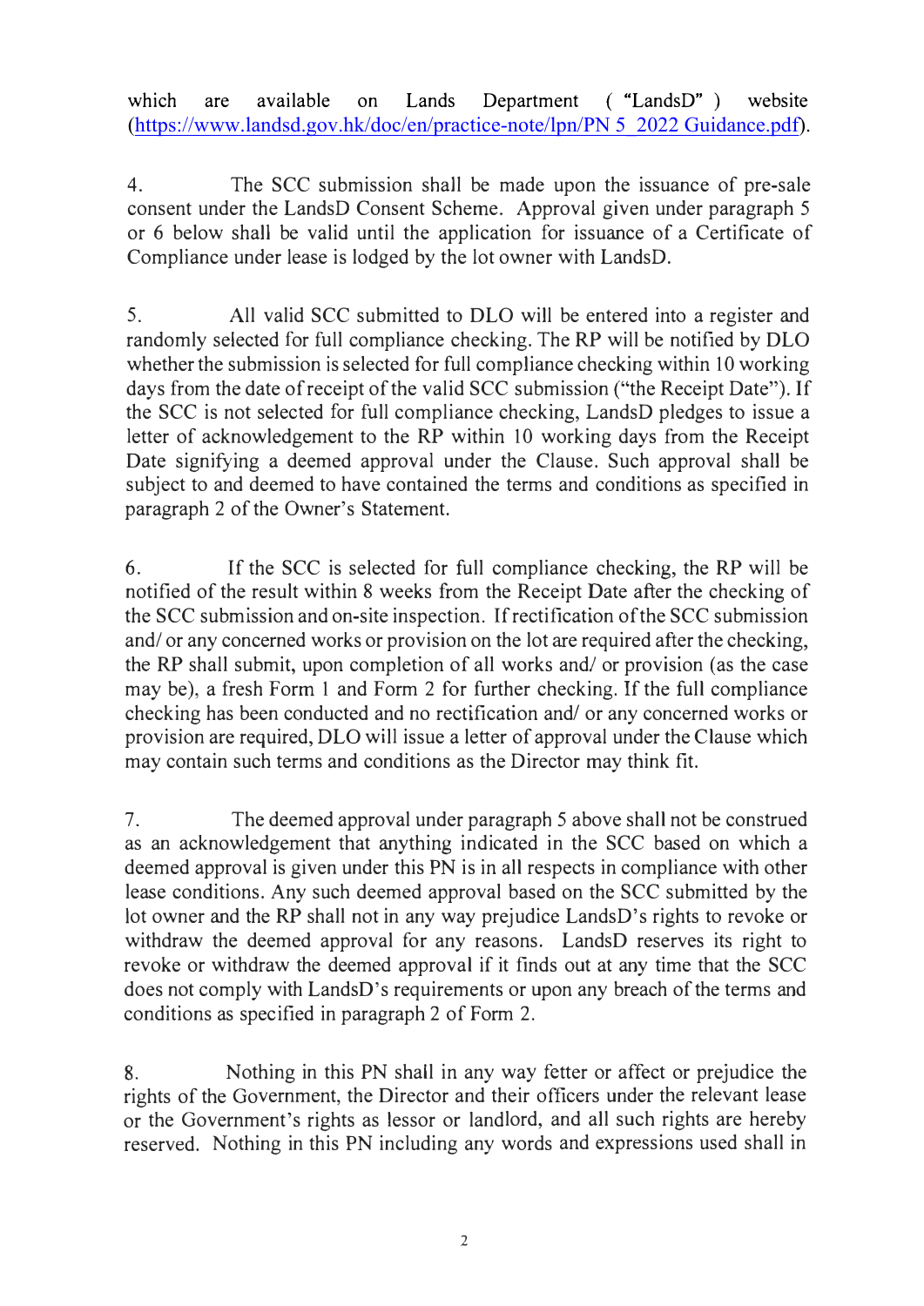which are available on Lands Department ( "LandsD" ) website (https://www.landsd.gov.hk/doc/en/practice-note/lpn/PN 5_2022 Guidance.pdf).

4. The SCC submission shall be made upon the issuance of pre-sale consent under the LandsD Consent Scheme. Approval given under paragraph 5 or 6 below shall be valid until the application for issuance of a Certificate of Compliance under lease is lodged by the lot owner with LandsD.

5. All valid SCC submitted to DLO will be entered into a register and randomly selected for full compliance checking. The RP will be notified by DLO whether the submission is selected for full compliance checking within 10 working days from the date of receipt of the valid SCC submission ("the Receipt Date"). If the SCC is not selected for full compliance checking, LandsD pledges to issue a letter of acknowledgement to the RP within 10 working days from the Receipt Date signifying a deemed approval under the Clause. Such approval shall be subject to and deemed to have contained the terms and conditions as specified in paragraph 2 of the Owner's Statement.

6. If the SCC is selected for full compliance checking, the RP will be notified of the result within 8 weeks from the Receipt Date after the checking of the SCC submission and on-site inspection. If rectification of the SCC submission and/ or any concerned works or provision on the lot are required after the checking, the RP shall submit, upon completion of all works and/ or provision (as the case may be), a fresh Form 1 and Form 2 for further checking. If the full compliance checking has been conducted and no rectification and/ or any concerned works or provision are required, DLO will issue a letter of approval under the Clause which may contain such terms and conditions as the Director may think fit.

7. The deemed approval under paragraph 5 above shall not be construed as an acknowledgement that anything indicated in the SCC based on which a deemed approval is given under this PN is in all respects in compliance with other lease conditions. Any such deemed approval based on the SCC submitted by the lot owner and the RP shall not in any way prejudice LandsD's rights to revoke or withdraw the deemed approval for any reasons. LandsD reserves its right to revoke or withdraw the deemed approval if it finds out at any time that the SCC does not comply with LandsD's requirements or upon any breach of the terms and conditions as specified in paragraph 2 of Form 2.

8. Nothing in this PN shall in any way fetter or affect or prejudice the rights of the Government, the Director and their officers under the relevant lease or the Government's rights as lessor or landlord, and all such rights are hereby reserved. Nothing in this PN including any words and expressions used shall in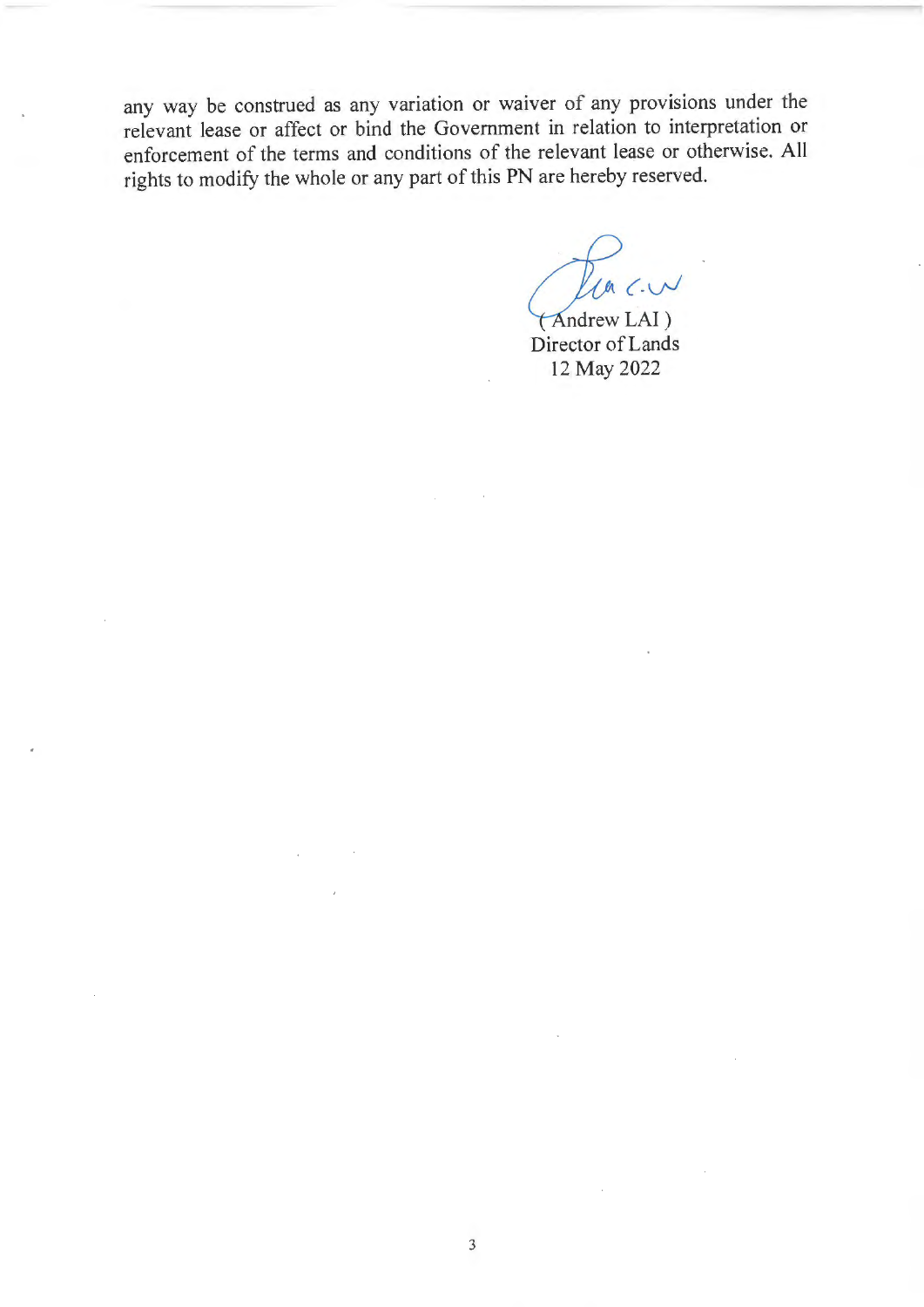any way be construed as any variation or waiver of any provisions under the relevant lease or affect or bind the Government in relation to interpretation or enforcement of the terms and conditions of the relevant lease or otherwise. All rights to modify the whole or any part of this PN are hereby reserved.

( Andrew LAI )
Director of Lands
12 May 2022